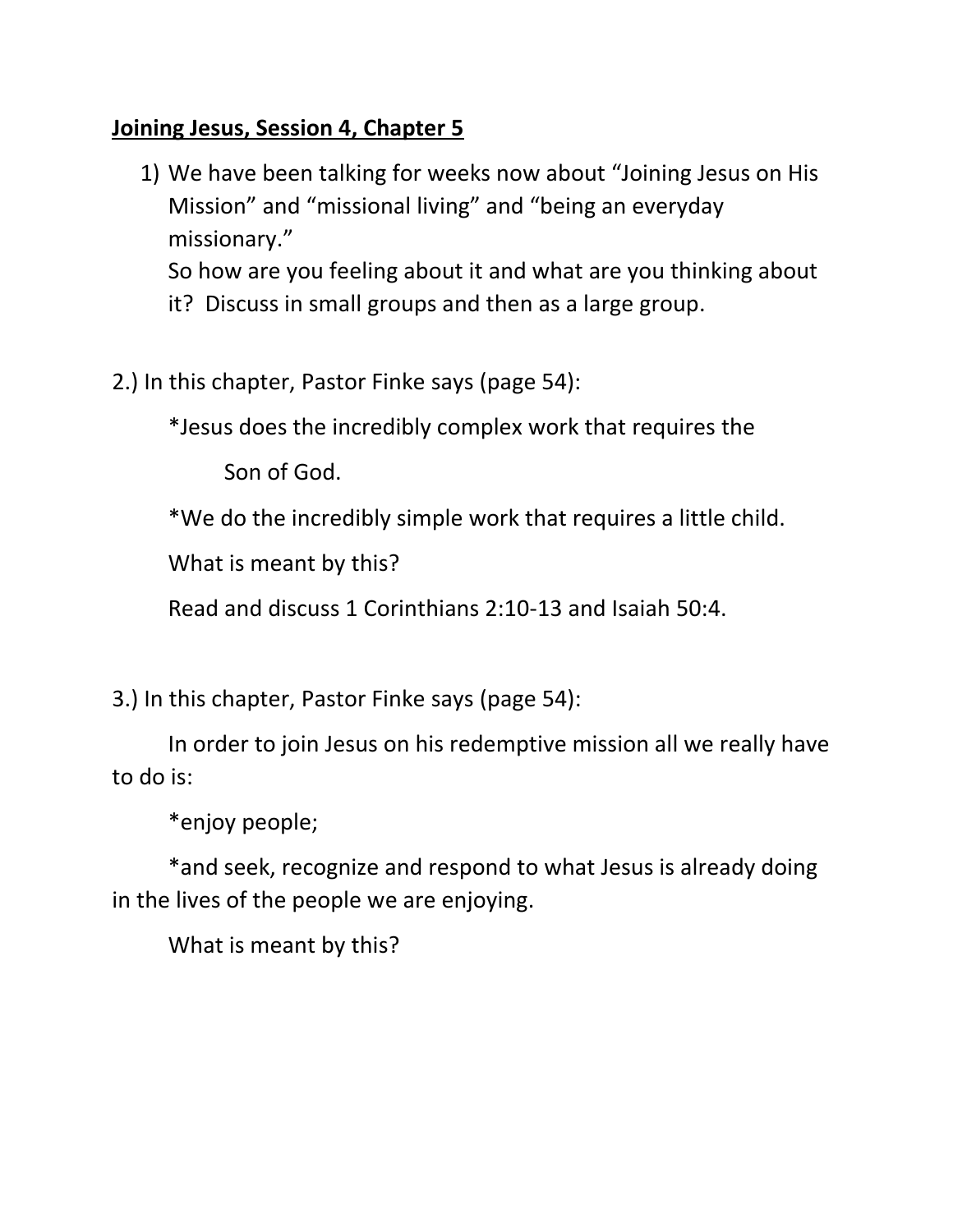**Joining Jesus, Session 4, Chapter 5**

1) We have been talking for weeks now about "Joining Jesus on His Mission" and "missional living" and "being an everyday missionary."
   So how are you feeling about it and what are you thinking about it? Discuss in small groups and then as a large group.

2.) In this chapter, Pastor Finke says (page 54):

   *Jesus does the incredibly complex work that requires the Son of God.

   *We do the incredibly simple work that requires a little child.

   What is meant by this?

   Read and discuss 1 Corinthians 2:10-13 and Isaiah 50:4.

3.) In this chapter, Pastor Finke says (page 54):

   In order to join Jesus on his redemptive mission all we really have to do is:

   *enjoy people;

   *and seek, recognize and respond to what Jesus is already doing in the lives of the people we are enjoying.

   What is meant by this?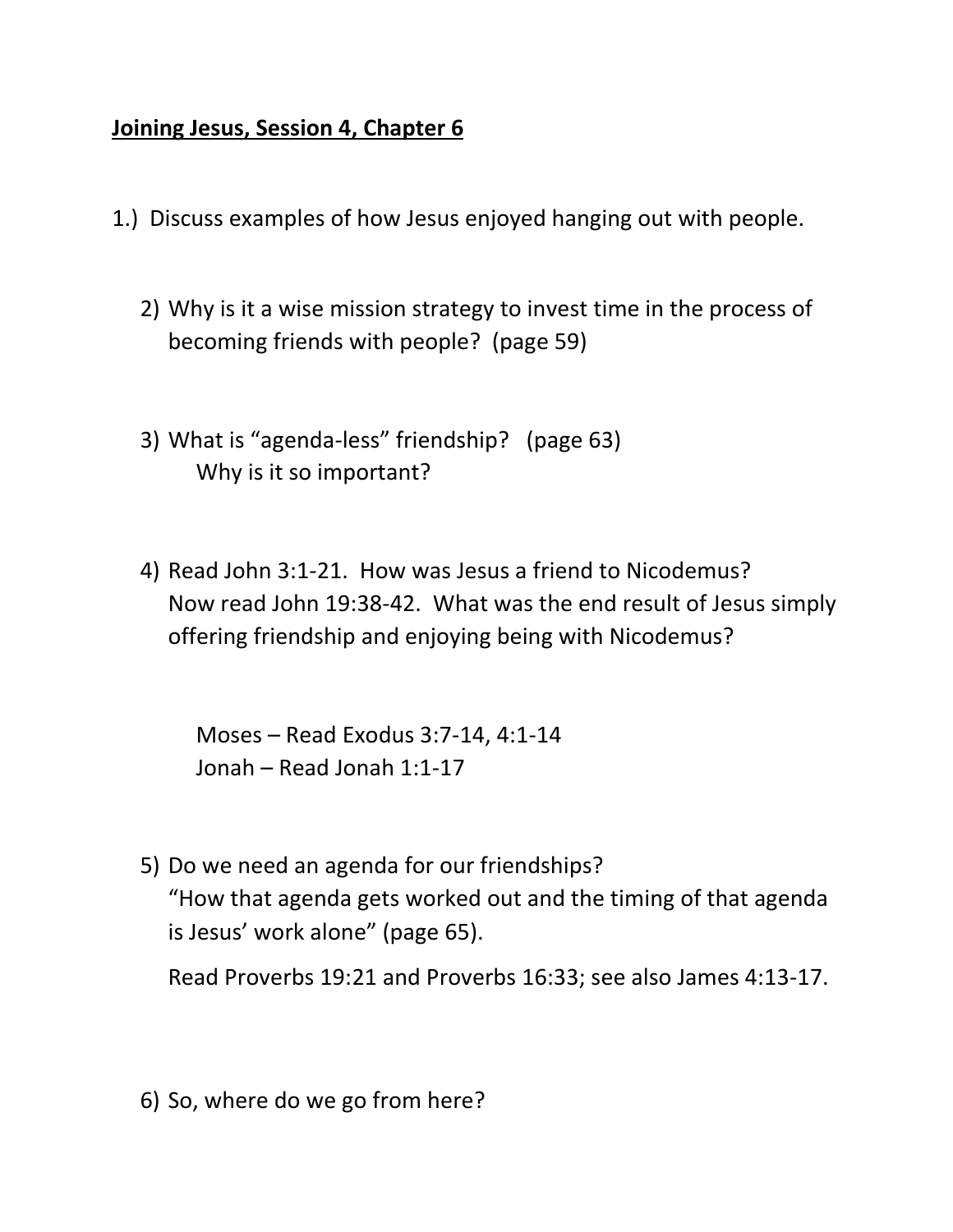**Joining Jesus, Session 4, Chapter 6**

1.) Discuss examples of how Jesus enjoyed hanging out with people.

2) Why is it a wise mission strategy to invest time in the process of becoming friends with people? (page 59)

3) What is "agenda-less" friendship? (page 63)
   Why is it so important?

4) Read John 3:1-21. How was Jesus a friend to Nicodemus?
   Now read John 19:38-42. What was the end result of Jesus simply offering friendship and enjoying being with Nicodemus?

   Moses – Read Exodus 3:7-14, 4:1-14
   Jonah – Read Jonah 1:1-17

5) Do we need an agenda for our friendships?
   "How that agenda gets worked out and the timing of that agenda is Jesus' work alone" (page 65).

   Read Proverbs 19:21 and Proverbs 16:33; see also James 4:13-17.

6) So, where do we go from here?